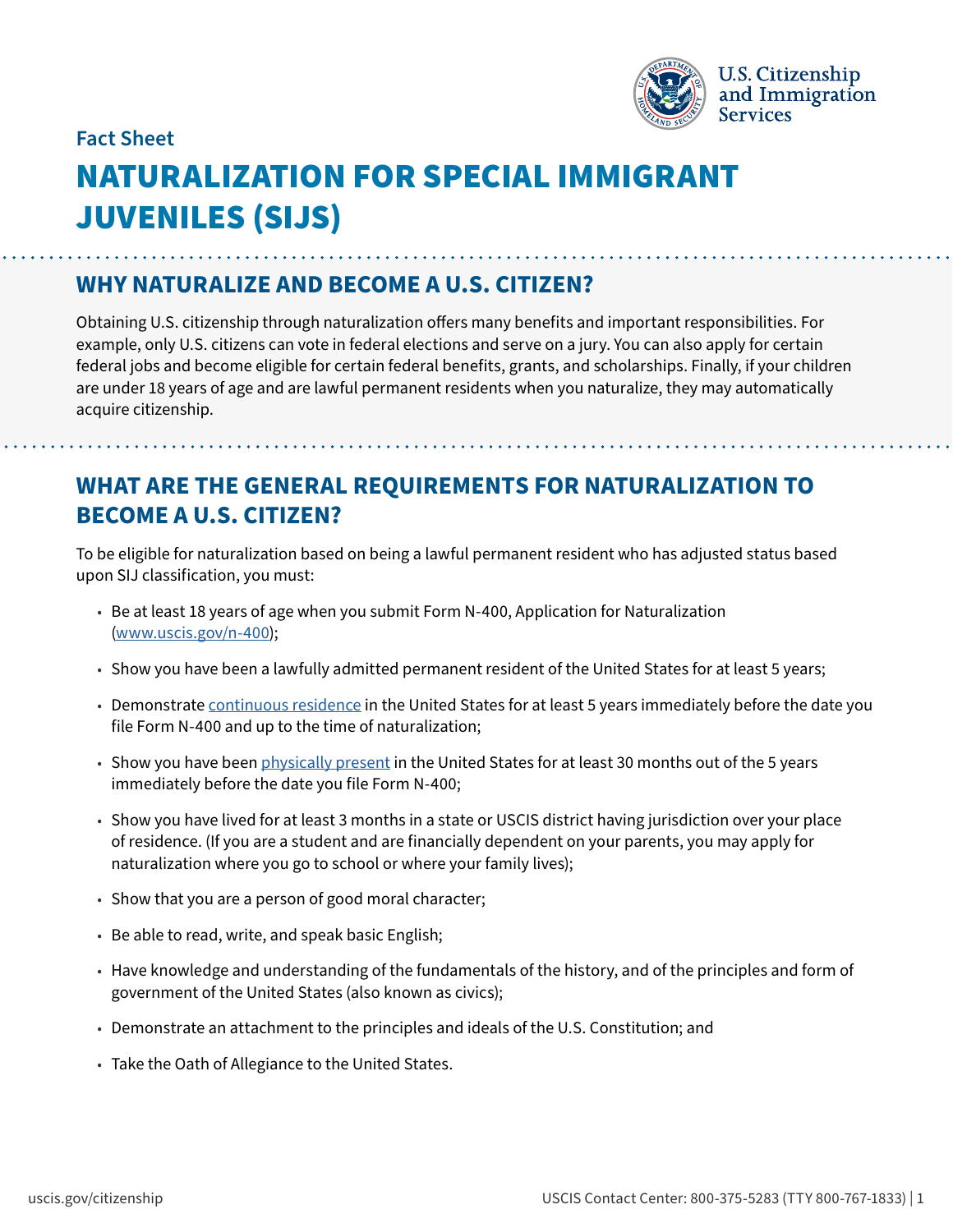Fact Sheet

# NATURALIZATION FOR SPECIAL IMMIGRANT JUVENILES (SIJS)

## WHY NATURALIZE AND BECOME A U.S. CITIZEN?

Obtaining U.S. citizenship through naturalization offers many benefits and important responsibilities. For example, only U.S. citizens can vote in federal elections and serve on a jury. You can also apply for certain federal jobs and become eligible for certain federal benefits, grants, and scholarships. Finally, if your children are under 18 years of age and are lawful permanent residents when you naturalize, they may automatically acquire citizenship.

## WHAT ARE THE GENERAL REQUIREMENTS FOR NATURALIZATION TO BECOME A U.S. CITIZEN?

To be eligible for naturalization based on being a lawful permanent resident who has adjusted status based upon SIJ classification, you must:

- Be at least 18 years of age when you submit Form N-400, Application for Naturalization (www.uscis.gov/n-400);
- Show you have been a lawfully admitted permanent resident of the United States for at least 5 years;
- Demonstrate continuous residence in the United States for at least 5 years immediately before the date you file Form N-400 and up to the time of naturalization;
- Show you have been physically present in the United States for at least 30 months out of the 5 years immediately before the date you file Form N-400;
- Show you have lived for at least 3 months in a state or USCIS district having jurisdiction over your place of residence. (If you are a student and are financially dependent on your parents, you may apply for naturalization where you go to school or where your family lives);
- Show that you are a person of good moral character;
- Be able to read, write, and speak basic English;
- Have knowledge and understanding of the fundamentals of the history, and of the principles and form of government of the United States (also known as civics);
- Demonstrate an attachment to the principles and ideals of the U.S. Constitution; and
- Take the Oath of Allegiance to the United States.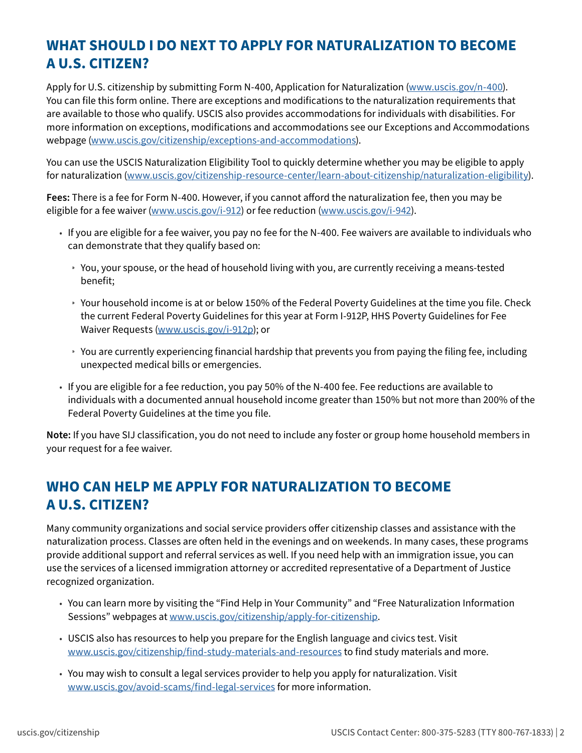## WHAT SHOULD I DO NEXT TO APPLY FOR NATURALIZATION TO BECOME A U.S. CITIZEN?

Apply for U.S. citizenship by submitting Form N-400, Application for Naturalization (www.uscis.gov/n-400). You can file this form online. There are exceptions and modifications to the naturalization requirements that are available to those who qualify. USCIS also provides accommodations for individuals with disabilities. For more information on exceptions, modifications and accommodations see our Exceptions and Accommodations webpage (www.uscis.gov/citizenship/exceptions-and-accommodations).

You can use the USCIS Naturalization Eligibility Tool to quickly determine whether you may be eligible to apply for naturalization (www.uscis.gov/citizenship-resource-center/learn-about-citizenship/naturalization-eligibility).

**Fees:** There is a fee for Form N-400. However, if you cannot afford the naturalization fee, then you may be eligible for a fee waiver (www.uscis.gov/i-912) or fee reduction (www.uscis.gov/i-942).

- If you are eligible for a fee waiver, you pay no fee for the N-400. Fee waivers are available to individuals who can demonstrate that they qualify based on:
  - You, your spouse, or the head of household living with you, are currently receiving a means-tested benefit;
  - Your household income is at or below 150% of the Federal Poverty Guidelines at the time you file. Check the current Federal Poverty Guidelines for this year at Form I-912P, HHS Poverty Guidelines for Fee Waiver Requests (www.uscis.gov/i-912p); or
  - You are currently experiencing financial hardship that prevents you from paying the filing fee, including unexpected medical bills or emergencies.
- If you are eligible for a fee reduction, you pay 50% of the N-400 fee. Fee reductions are available to individuals with a documented annual household income greater than 150% but not more than 200% of the Federal Poverty Guidelines at the time you file.

**Note:** If you have SIJ classification, you do not need to include any foster or group home household members in your request for a fee waiver.

## WHO CAN HELP ME APPLY FOR NATURALIZATION TO BECOME A U.S. CITIZEN?

Many community organizations and social service providers offer citizenship classes and assistance with the naturalization process. Classes are often held in the evenings and on weekends. In many cases, these programs provide additional support and referral services as well. If you need help with an immigration issue, you can use the services of a licensed immigration attorney or accredited representative of a Department of Justice recognized organization.

- You can learn more by visiting the "Find Help in Your Community" and "Free Naturalization Information Sessions" webpages at www.uscis.gov/citizenship/apply-for-citizenship.
- USCIS also has resources to help you prepare for the English language and civics test. Visit www.uscis.gov/citizenship/find-study-materials-and-resources to find study materials and more.
- You may wish to consult a legal services provider to help you apply for naturalization. Visit www.uscis.gov/avoid-scams/find-legal-services for more information.